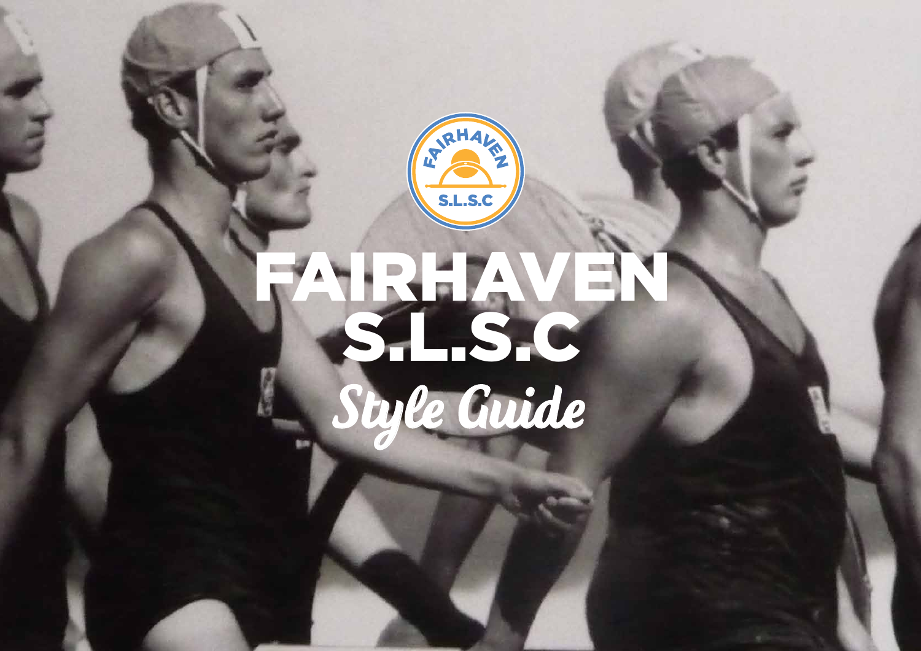# FAIRHAVEN S.L.S.C

## Style Guide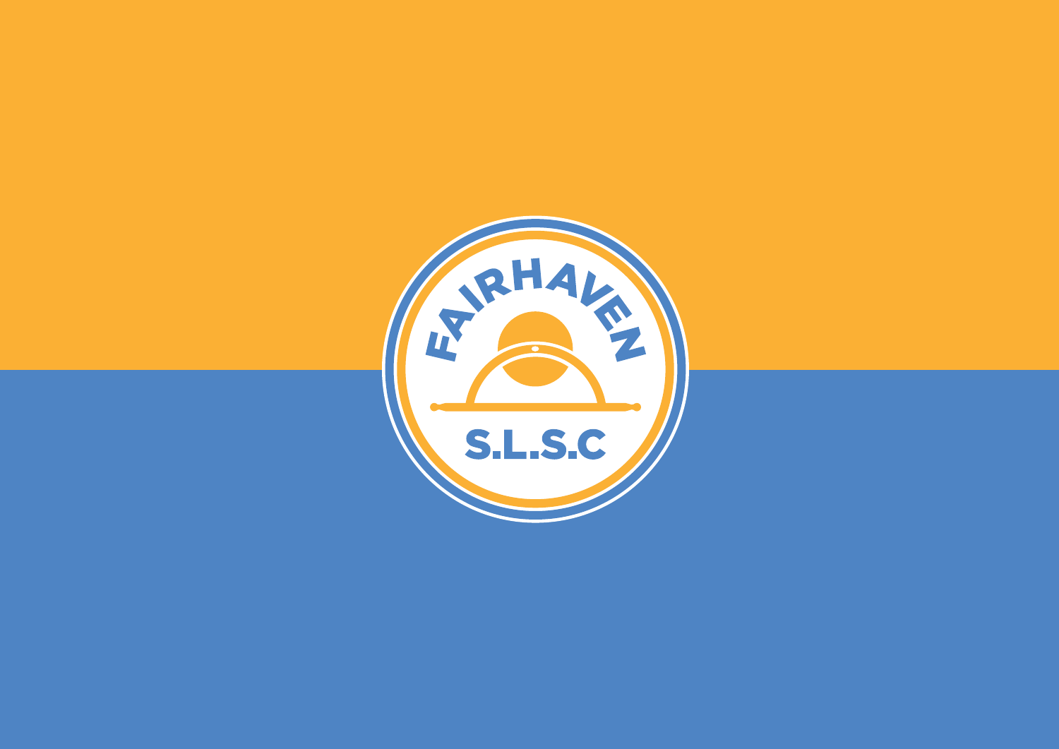FAIRHAVEN

S.L.S.C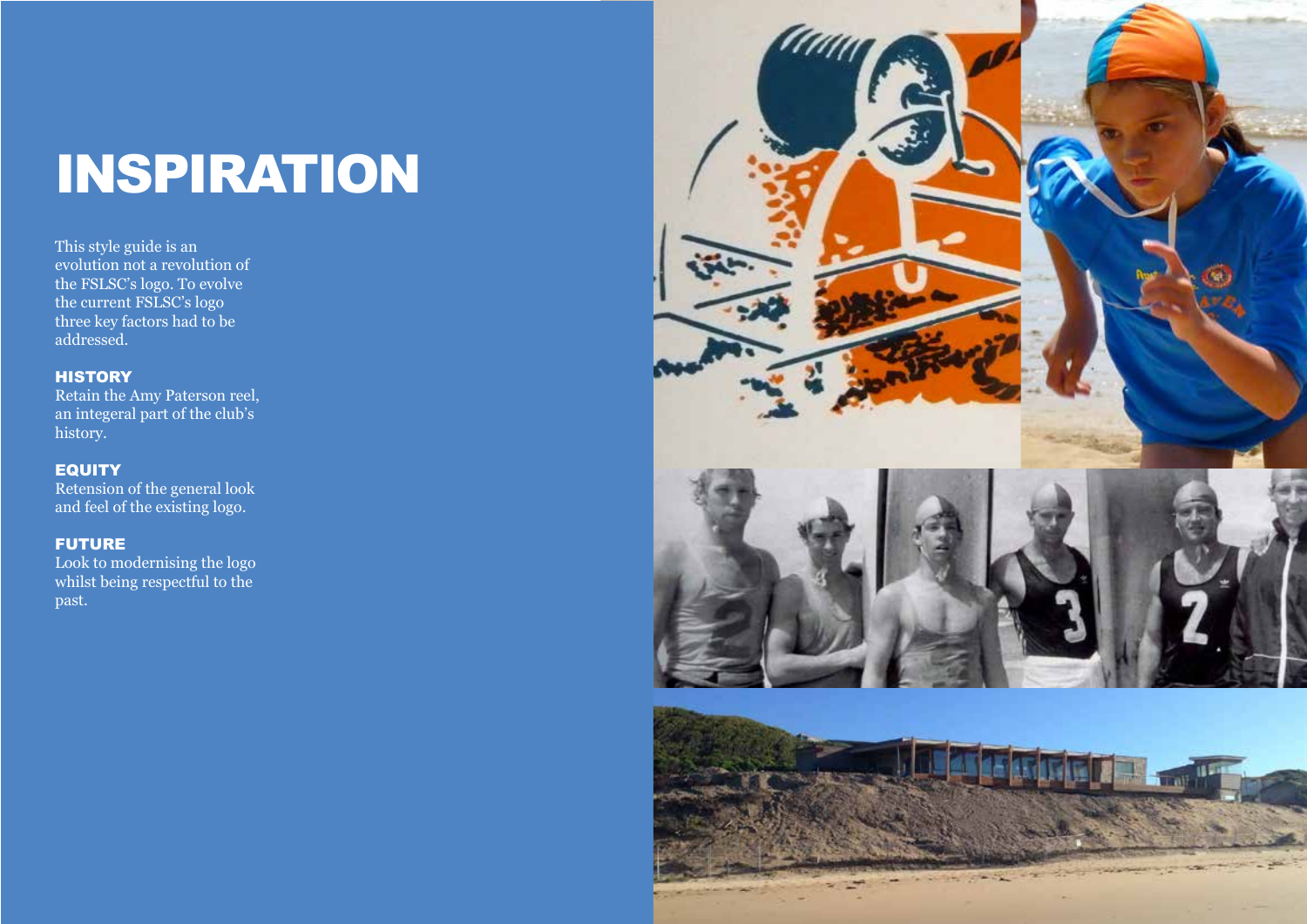# INSPIRATION

This style guide is an evolution not a revolution of the FSLSC's logo. To evolve the current FSLSC's logo three key factors had to be addressed.

### HISTORY

Retain the Amy Paterson reel, an integeral part of the club's history.

### EQUITY

Retension of the general look and feel of the existing logo.

### FUTURE

Look to modernising the logo whilst being respectful to the past.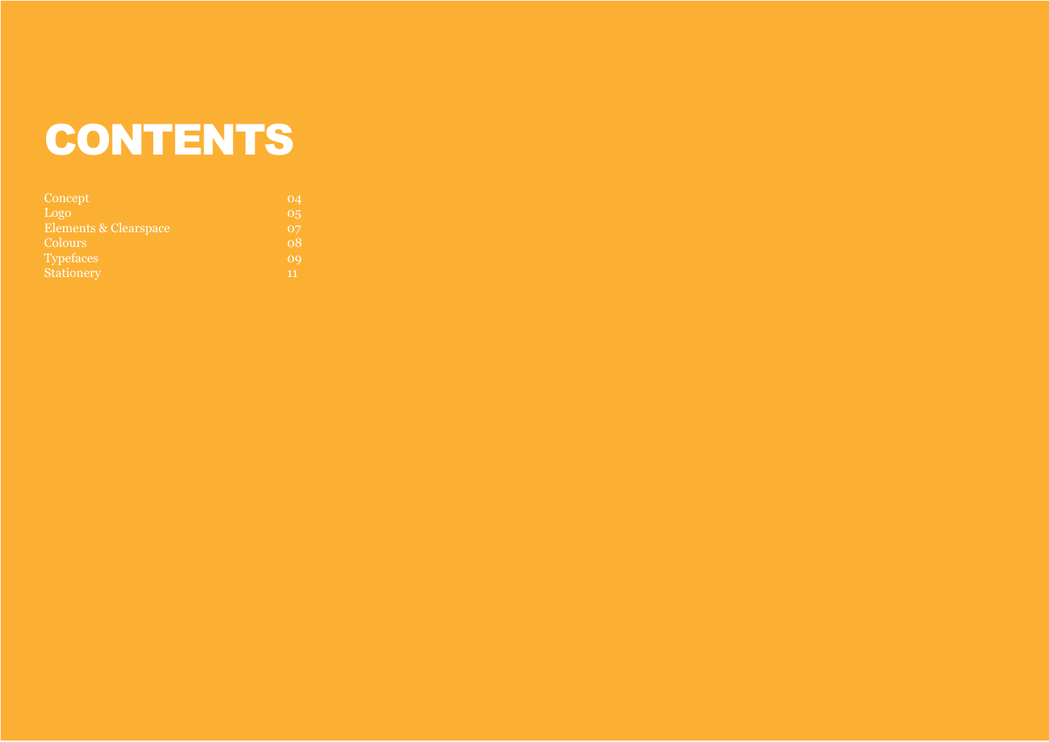# CONTENTS

| | |
|---|---|
| Concept | 04 |
| Logo | 05 |
| Elements & Clearspace | 07 |
| Colours | 08 |
| Typefaces | 09 |
| Stationery | 11 |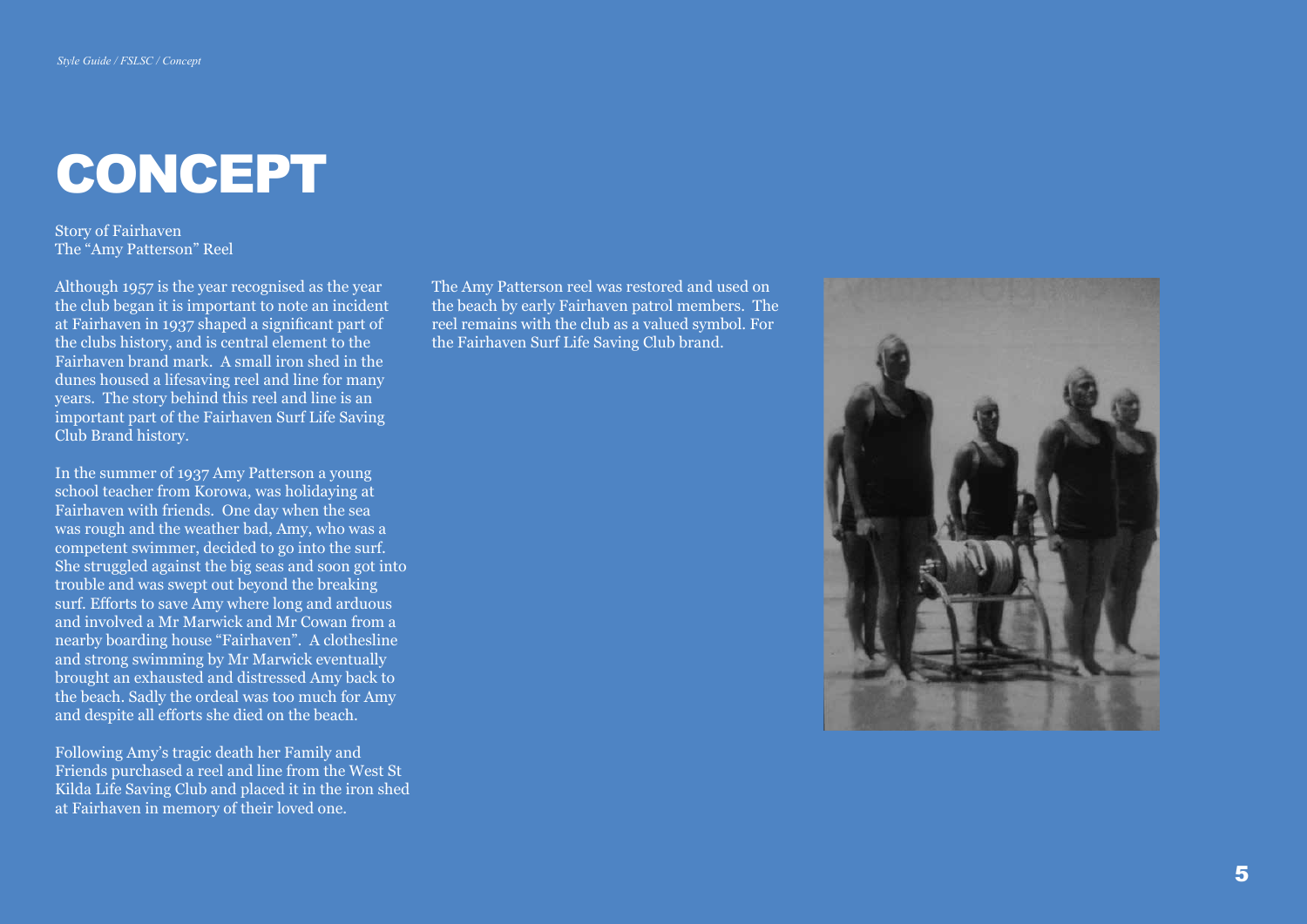# CONCEPT

Story of Fairhaven
The "Amy Patterson" Reel

Although 1957 is the year recognised as the year the club began it is important to note an incident at Fairhaven in 1937 shaped a significant part of the clubs history, and is central element to the Fairhaven brand mark. A small iron shed in the dunes housed a lifesaving reel and line for many years. The story behind this reel and line is an important part of the Fairhaven Surf Life Saving Club Brand history.

In the summer of 1937 Amy Patterson a young school teacher from Korowa, was holidaying at Fairhaven with friends. One day when the sea was rough and the weather bad, Amy, who was a competent swimmer, decided to go into the surf. She struggled against the big seas and soon got into trouble and was swept out beyond the breaking surf. Efforts to save Amy where long and arduous and involved a Mr Marwick and Mr Cowan from a nearby boarding house "Fairhaven". A clothesline and strong swimming by Mr Marwick eventually brought an exhausted and distressed Amy back to the beach. Sadly the ordeal was too much for Amy and despite all efforts she died on the beach.

Following Amy's tragic death her Family and Friends purchased a reel and line from the West St Kilda Life Saving Club and placed it in the iron shed at Fairhaven in memory of their loved one.

The Amy Patterson reel was restored and used on the beach by early Fairhaven patrol members. The reel remains with the club as a valued symbol. For the Fairhaven Surf Life Saving Club brand.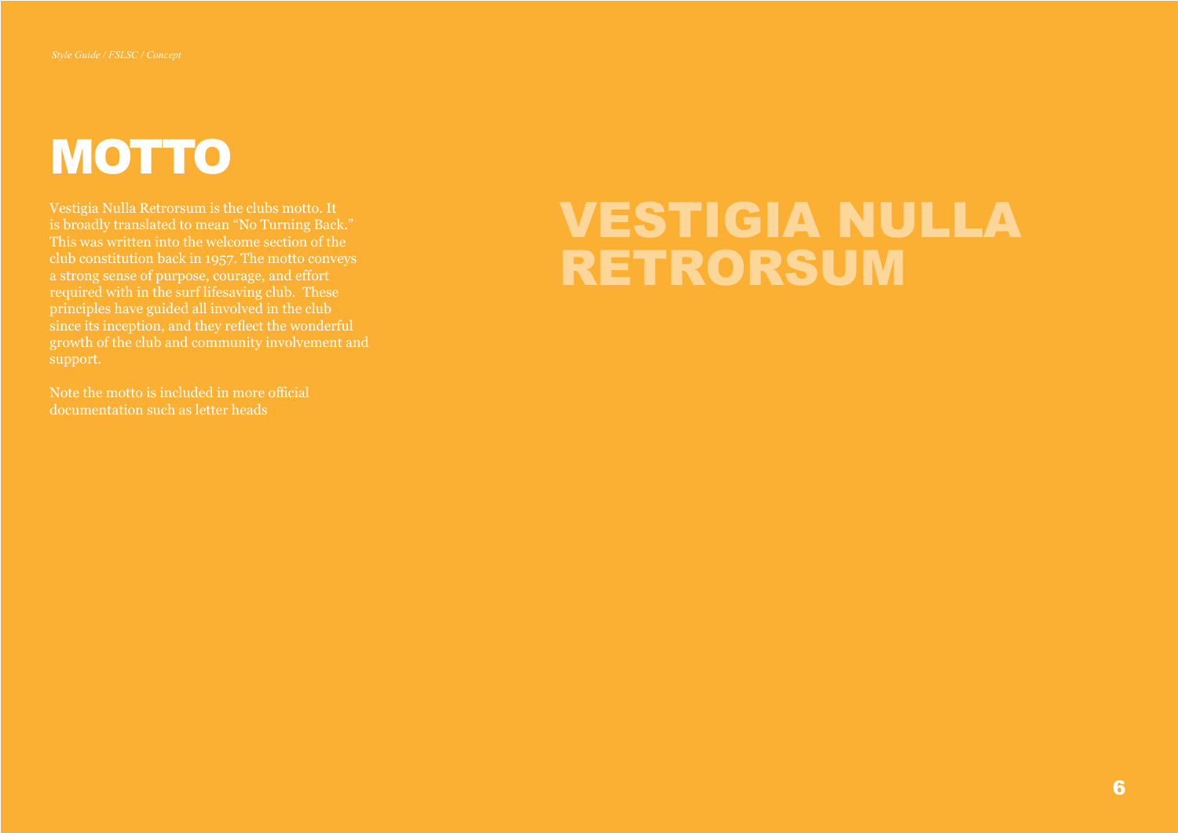# MOTTO

Vestigia Nulla Retrorsum is the clubs motto. It is broadly translated to mean "No Turning Back." This was written into the welcome section of the club constitution back in 1957. The motto conveys a strong sense of purpose, courage, and effort required with in the surf lifesaving club. These principles have guided all involved in the club since its inception, and they reflect the wonderful growth of the club and community involvement and support.

Note the motto is included in more official documentation such as letter heads

**VESTIGIA NULLA RETRORSUM**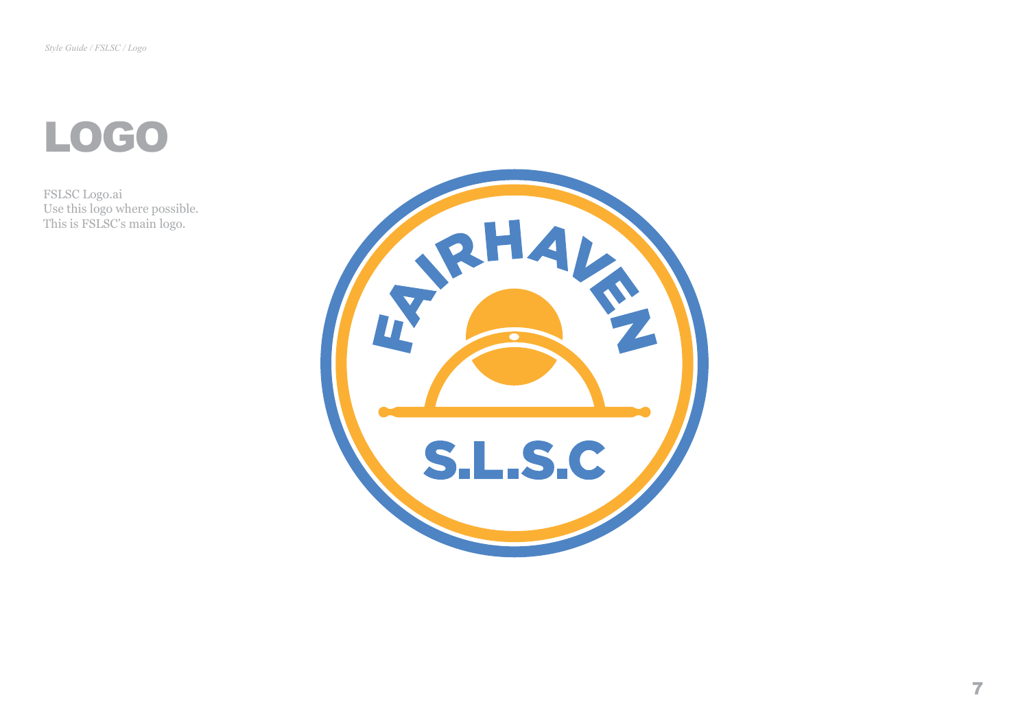# LOGO

FSLSC Logo.ai
Use this logo where possible.
This is FSLSC's main logo.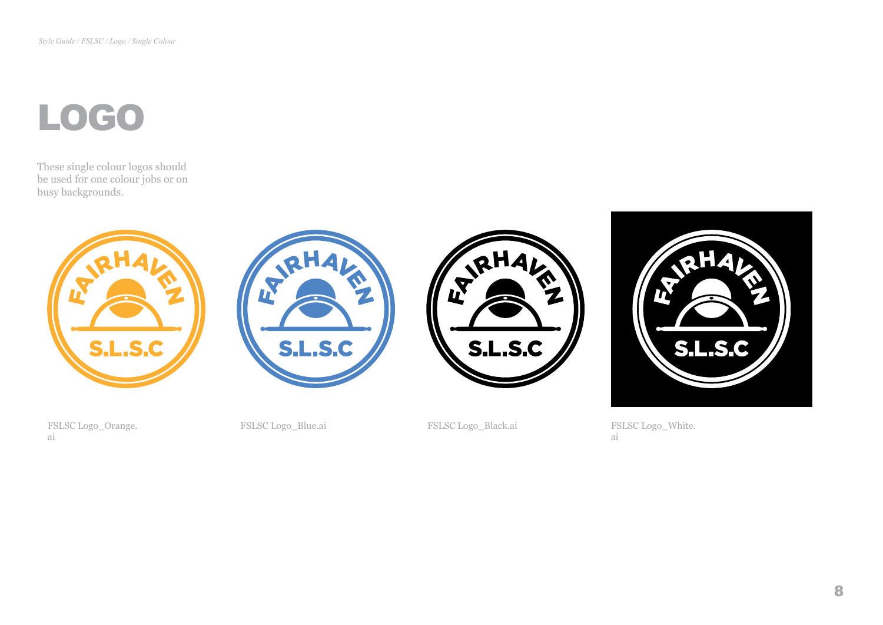# LOGO

These single colour logos should be used for one colour jobs or on busy backgrounds.

FSLSC Logo_Orange.ai

FSLSC Logo_Blue.ai

FSLSC Logo_Black.ai

FSLSC Logo_White.ai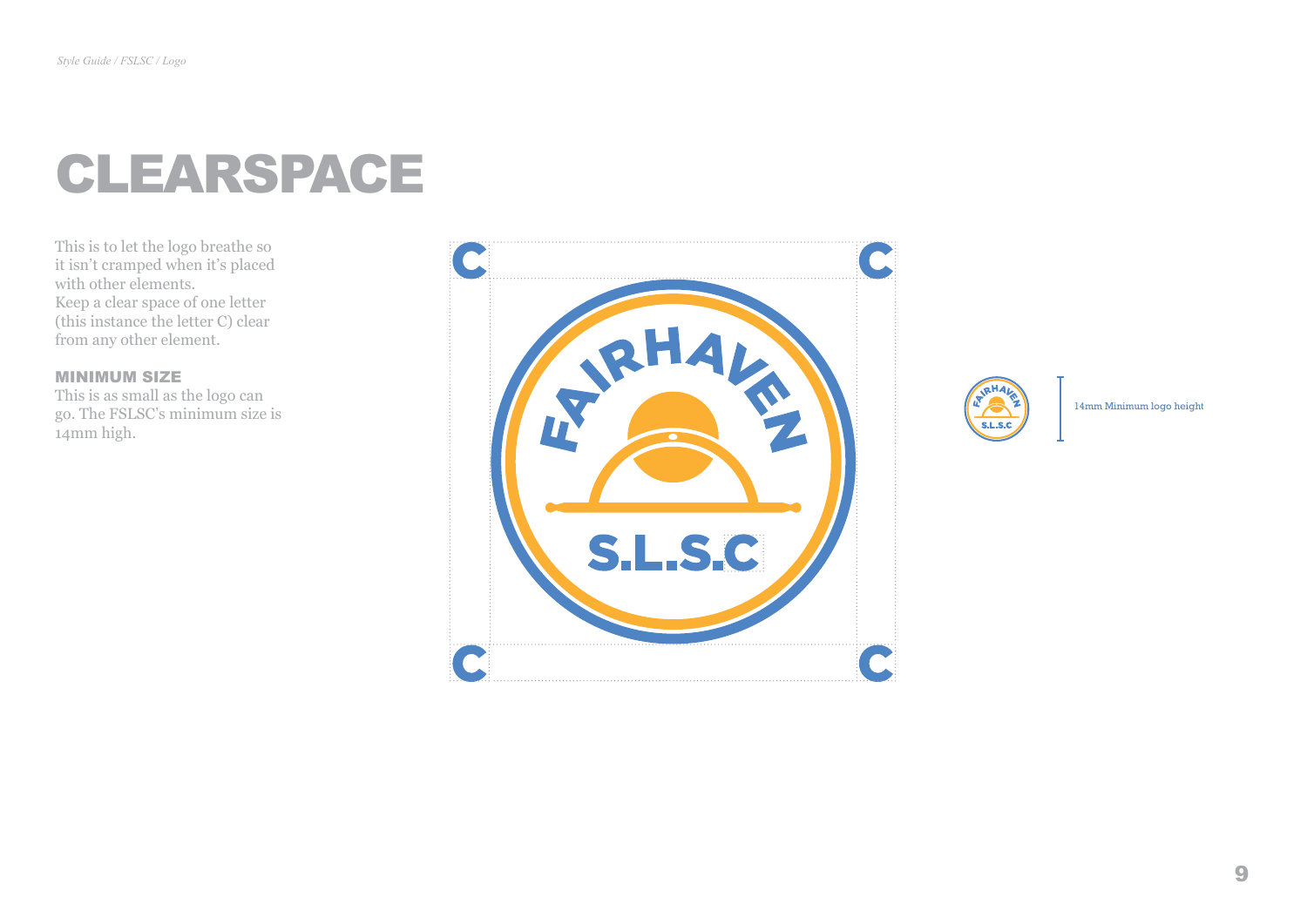# CLEARSPACE

This is to let the logo breathe so it isn't cramped when it's placed with other elements.
Keep a clear space of one letter (this instance the letter C) clear from any other element.

### MINIMUM SIZE

This is as small as the logo can go. The FSLSC's minimum size is 14mm high.

14mm Minimum logo height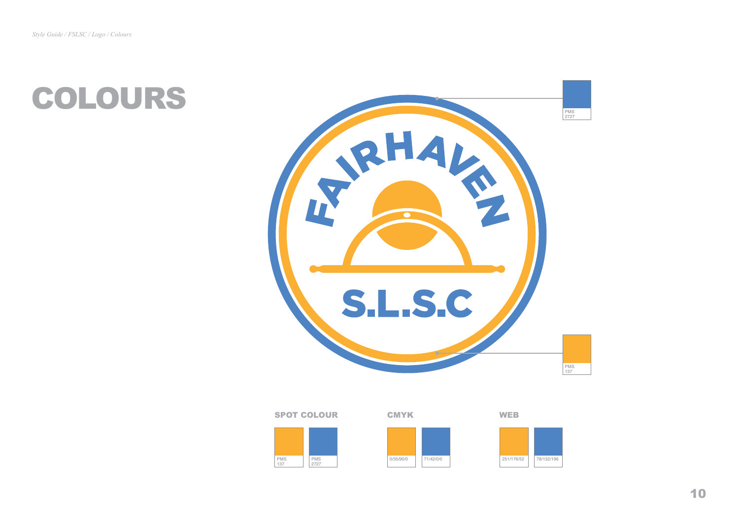# COLOURS

PMS 2727

PMS 137

| SPOT COLOUR | | CMYK | | WEB | |
|---|---|---|---|---|---|
| PMS 137 | PMS 2727 | 0/35/90/0 | 71/42/0/0 | 251/176/52 | 78/132/196 |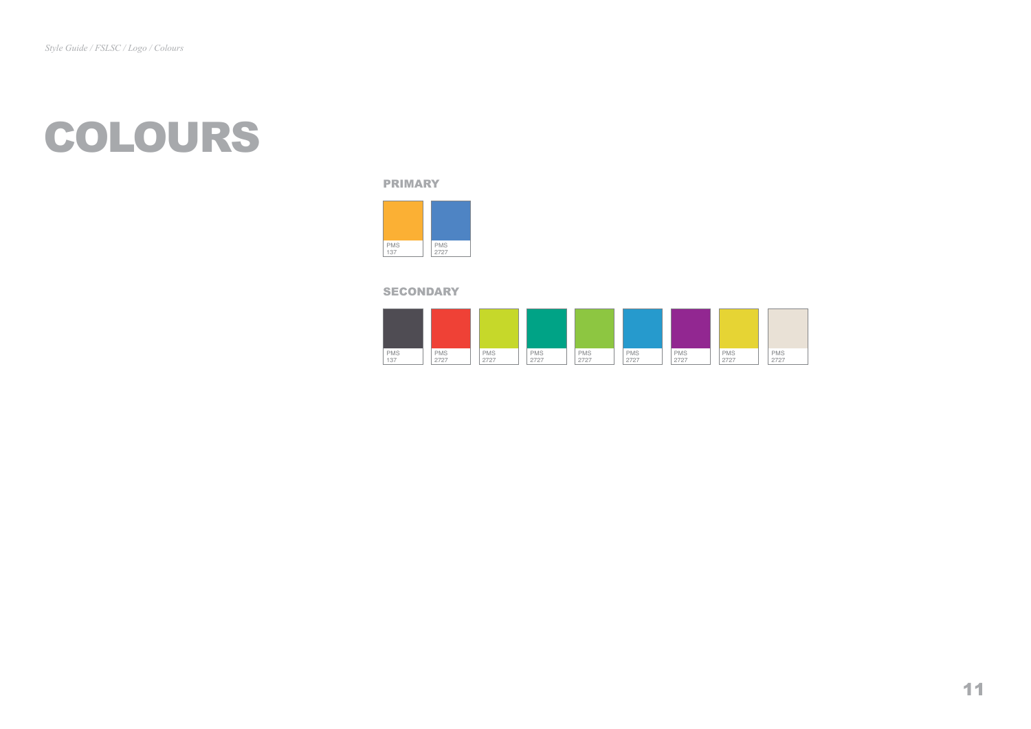# COLOURS

## PRIMARY

PMS 137

PMS 2727

## SECONDARY

PMS 137

PMS 2727

PMS 2727

PMS 2727

PMS 2727

PMS 2727

PMS 2727

PMS 2727

PMS 2727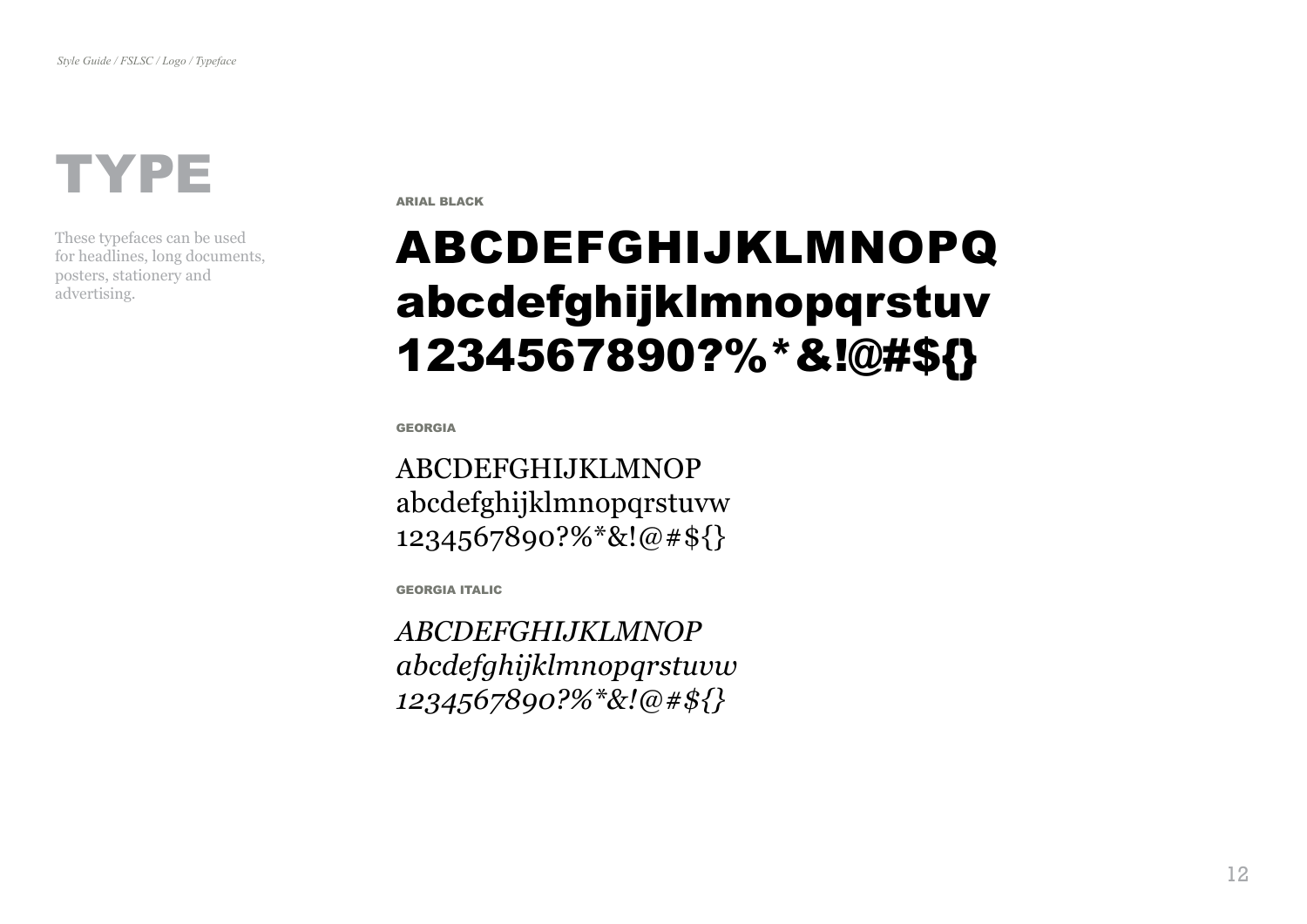# TYPE

These typefaces can be used for headlines, long documents, posters, stationery and advertising.

**ARIAL BLACK**

**ABCDEFGHIJKLMNOPQ**
**abcdefghijklmnopqrstuv**
**1234567890?%*&!@#${}**

**GEORGIA**

ABCDEFGHIJKLMNOP
abcdefghijklmnopqrstuvw
1234567890?%*&!@#${}

**GEORGIA ITALIC**

*ABCDEFGHIJKLMNOP*
*abcdefghijklmnopqrstuvw*
*1234567890?%*&!@#${}*